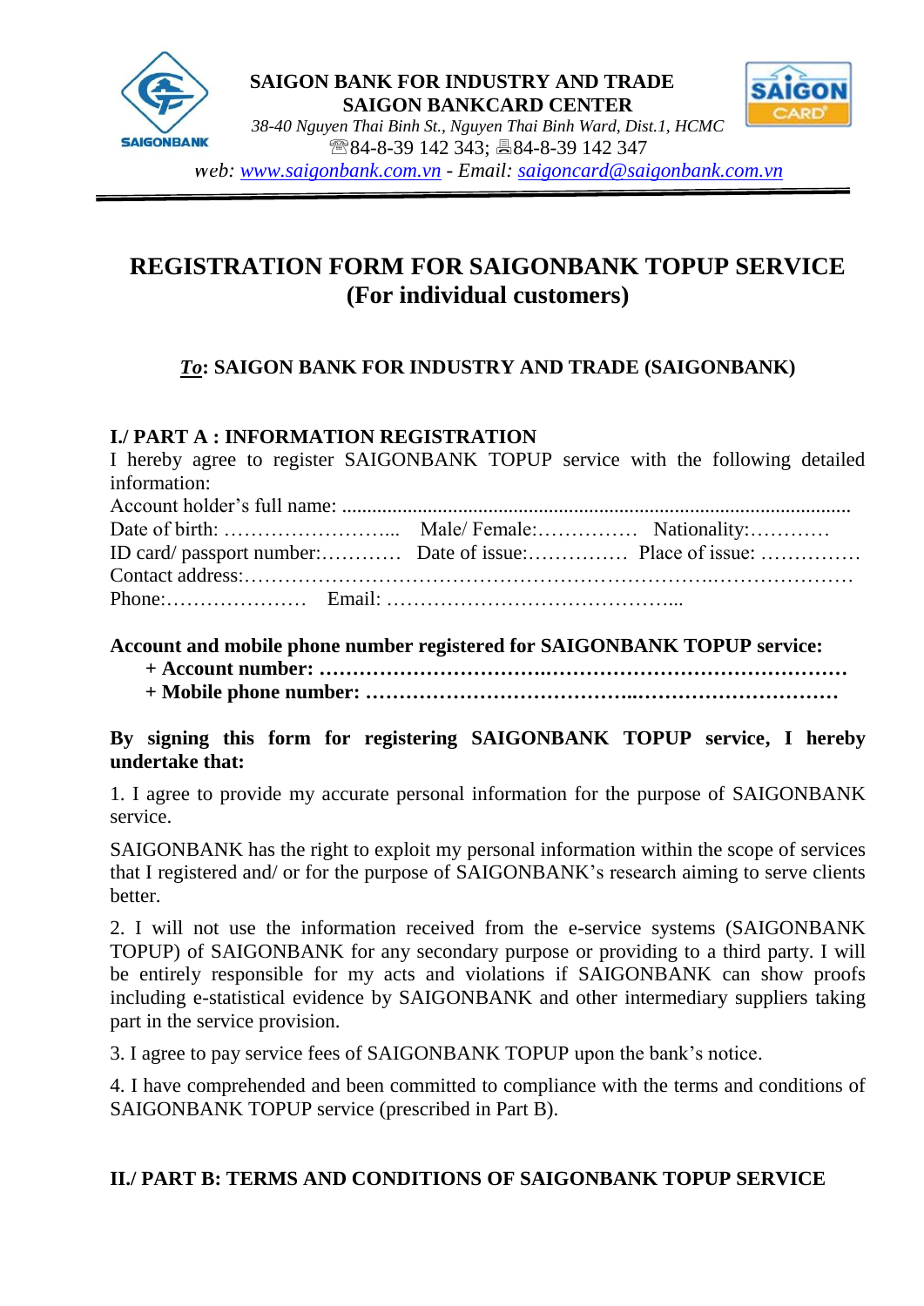**SAIGON BANK FOR INDUSTRY AND TRADE**
**SAIGON BANKCARD CENTER**
*38-40 Nguyen Thai Binh St., Nguyen Thai Binh Ward, Dist.1, HCMC*
☏84-8-39 142 343; 🖷84-8-39 142 347
*web: www.saigonbank.com.vn - Email: saigoncard@saigonbank.com.vn*

# REGISTRATION FORM FOR SAIGONBANK TOPUP SERVICE
# (For individual customers)

***To*: SAIGON BANK FOR INDUSTRY AND TRADE (SAIGONBANK)**

## I./ PART A : INFORMATION REGISTRATION

I hereby agree to register SAIGONBANK TOPUP service with the following detailed information:

Account holder's full name: .....................................................................................................

Date of birth: …………………….... Male/ Female:…………… Nationality:…………

ID card/ passport number:………… Date of issue:…………… Place of issue: ……………

Contact address:……………………………………………………………….…………………

Phone:………………… Email: ……………………………………...

**Account and mobile phone number registered for SAIGONBANK TOPUP service:**

**+ Account number: …………………………….……………………………………**

**+ Mobile phone number: ………………………………..…………………………**

**By signing this form for registering SAIGONBANK TOPUP service, I hereby undertake that:**

1. I agree to provide my accurate personal information for the purpose of SAIGONBANK service.

SAIGONBANK has the right to exploit my personal information within the scope of services that I registered and/ or for the purpose of SAIGONBANK's research aiming to serve clients better.

2. I will not use the information received from the e-service systems (SAIGONBANK TOPUP) of SAIGONBANK for any secondary purpose or providing to a third party. I will be entirely responsible for my acts and violations if SAIGONBANK can show proofs including e-statistical evidence by SAIGONBANK and other intermediary suppliers taking part in the service provision.

3. I agree to pay service fees of SAIGONBANK TOPUP upon the bank's notice.

4. I have comprehended and been committed to compliance with the terms and conditions of SAIGONBANK TOPUP service (prescribed in Part B).

## II./ PART B: TERMS AND CONDITIONS OF SAIGONBANK TOPUP SERVICE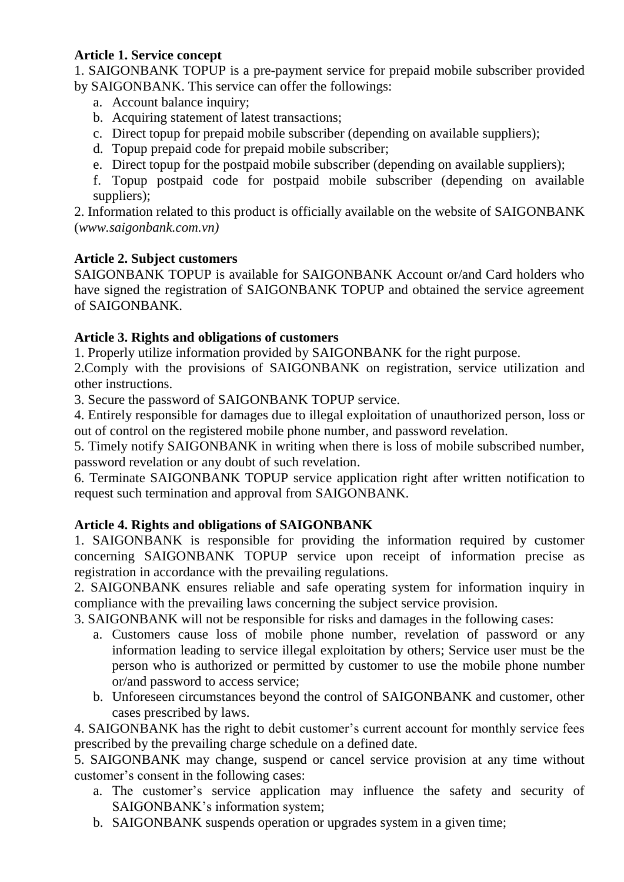**Article 1. Service concept**

1. SAIGONBANK TOPUP is a pre-payment service for prepaid mobile subscriber provided by SAIGONBANK. This service can offer the followings:
   a. Account balance inquiry;
   b. Acquiring statement of latest transactions;
   c. Direct topup for prepaid mobile subscriber (depending on available suppliers);
   d. Topup prepaid code for prepaid mobile subscriber;
   e. Direct topup for the postpaid mobile subscriber (depending on available suppliers);
   f. Topup postpaid code for postpaid mobile subscriber (depending on available suppliers);

2. Information related to this product is officially available on the website of SAIGONBANK (*www.saigonbank.com.vn)*

**Article 2. Subject customers**

SAIGONBANK TOPUP is available for SAIGONBANK Account or/and Card holders who have signed the registration of SAIGONBANK TOPUP and obtained the service agreement of SAIGONBANK.

**Article 3. Rights and obligations of customers**

1. Properly utilize information provided by SAIGONBANK for the right purpose.
2. Comply with the provisions of SAIGONBANK on registration, service utilization and other instructions.
3. Secure the password of SAIGONBANK TOPUP service.
4. Entirely responsible for damages due to illegal exploitation of unauthorized person, loss or out of control on the registered mobile phone number, and password revelation.
5. Timely notify SAIGONBANK in writing when there is loss of mobile subscribed number, password revelation or any doubt of such revelation.
6. Terminate SAIGONBANK TOPUP service application right after written notification to request such termination and approval from SAIGONBANK.

**Article 4. Rights and obligations of SAIGONBANK**

1. SAIGONBANK is responsible for providing the information required by customer concerning SAIGONBANK TOPUP service upon receipt of information precise as registration in accordance with the prevailing regulations.
2. SAIGONBANK ensures reliable and safe operating system for information inquiry in compliance with the prevailing laws concerning the subject service provision.
3. SAIGONBANK will not be responsible for risks and damages in the following cases:
   a. Customers cause loss of mobile phone number, revelation of password or any information leading to service illegal exploitation by others; Service user must be the person who is authorized or permitted by customer to use the mobile phone number or/and password to access service;
   b. Unforeseen circumstances beyond the control of SAIGONBANK and customer, other cases prescribed by laws.
4. SAIGONBANK has the right to debit customer's current account for monthly service fees prescribed by the prevailing charge schedule on a defined date.
5. SAIGONBANK may change, suspend or cancel service provision at any time without customer's consent in the following cases:
   a. The customer's service application may influence the safety and security of SAIGONBANK's information system;
   b. SAIGONBANK suspends operation or upgrades system in a given time;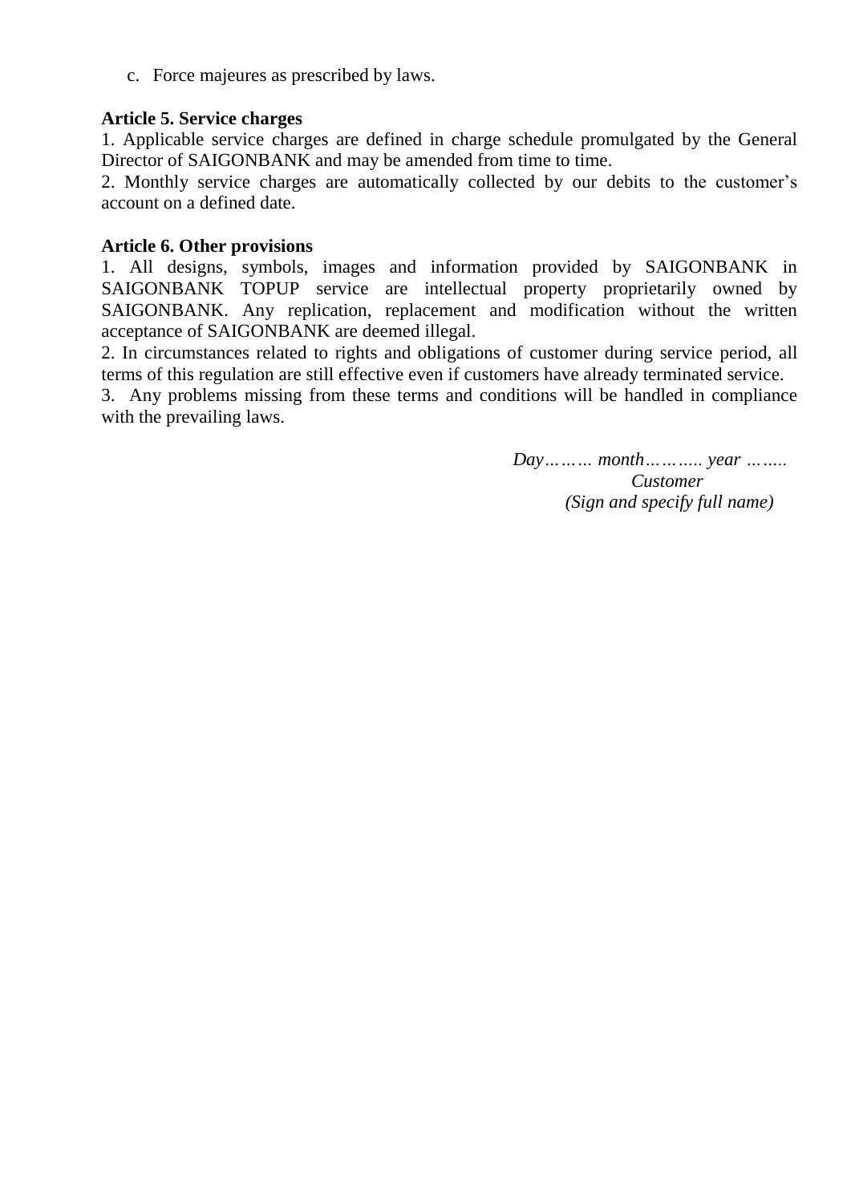c. Force majeures as prescribed by laws.

**Article 5. Service charges**

1. Applicable service charges are defined in charge schedule promulgated by the General Director of SAIGONBANK and may be amended from time to time.
2. Monthly service charges are automatically collected by our debits to the customer's account on a defined date.

**Article 6. Other provisions**

1. All designs, symbols, images and information provided by SAIGONBANK in SAIGONBANK TOPUP service are intellectual property proprietarily owned by SAIGONBANK. Any replication, replacement and modification without the written acceptance of SAIGONBANK are deemed illegal.
2. In circumstances related to rights and obligations of customer during service period, all terms of this regulation are still effective even if customers have already terminated service.
3. Any problems missing from these terms and conditions will be handled in compliance with the prevailing laws.

*Day……… month……….. year ……..*

*Customer*

*(Sign and specify full name)*